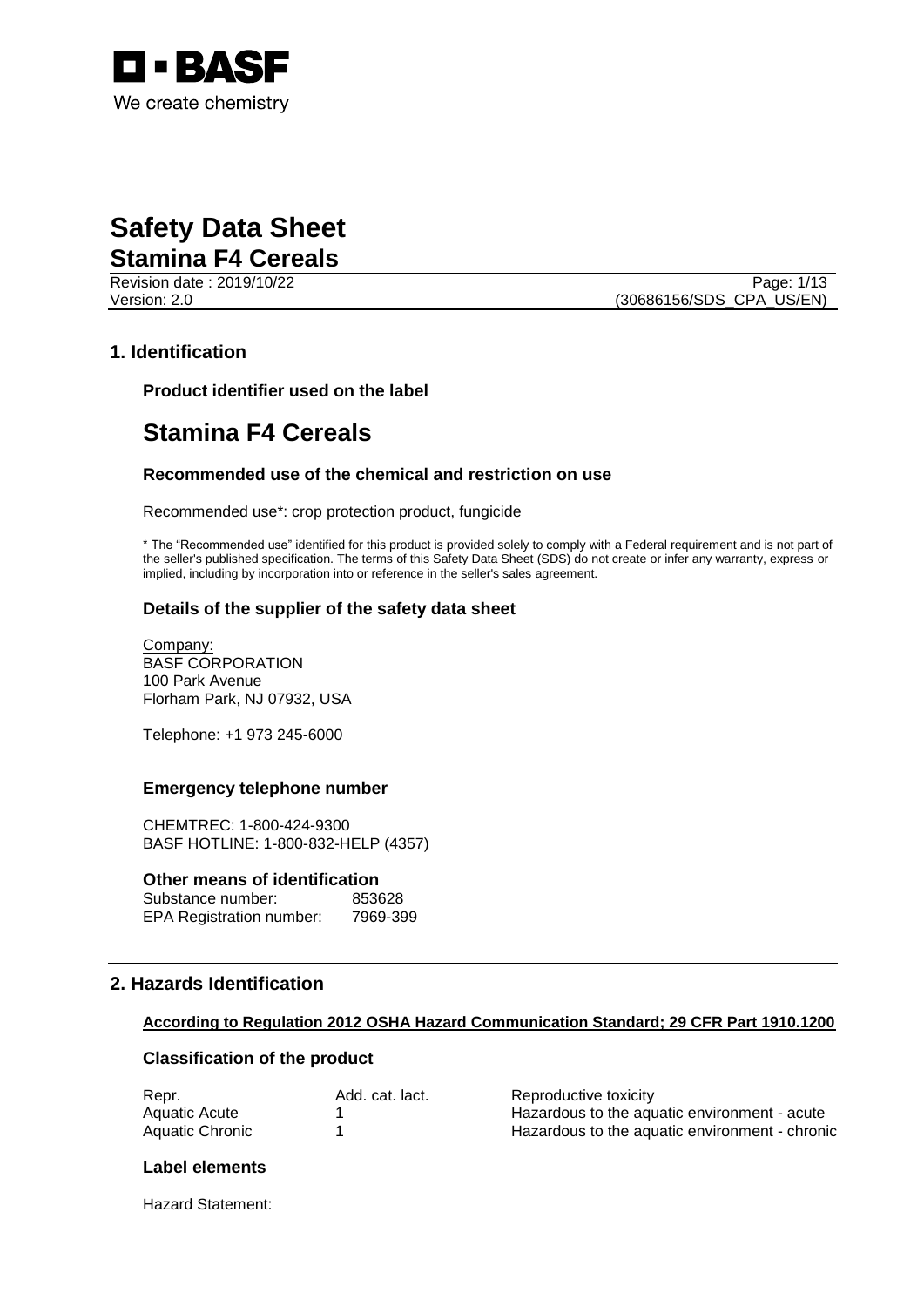BASF

We create chemistry

# Safety Data Sheet

## Stamina F4 Cereals

Revision date : 2019/10/22
Version: 2.0
(30686156/SDS_CPA_US/EN)

## 1. Identification

### Product identifier used on the label

# Stamina F4 Cereals

### Recommended use of the chemical and restriction on use

Recommended use*: crop protection product, fungicide

* The "Recommended use" identified for this product is provided solely to comply with a Federal requirement and is not part of the seller's published specification. The terms of this Safety Data Sheet (SDS) do not create or infer any warranty, express or implied, including by incorporation into or reference in the seller's sales agreement.

### Details of the supplier of the safety data sheet

Company:
BASF CORPORATION
100 Park Avenue
Florham Park, NJ 07932, USA

Telephone: +1 973 245-6000

### Emergency telephone number

CHEMTREC: 1-800-424-9300
BASF HOTLINE: 1-800-832-HELP (4357)

### Other means of identification

Substance number: 853628
EPA Registration number: 7969-399

## 2. Hazards Identification

**According to Regulation 2012 OSHA Hazard Communication Standard; 29 CFR Part 1910.1200**

### Classification of the product

| | | |
|---|---|---|
| Repr. | Add. cat. lact. | Reproductive toxicity |
| Aquatic Acute | 1 | Hazardous to the aquatic environment - acute |
| Aquatic Chronic | 1 | Hazardous to the aquatic environment - chronic |

### Label elements

Hazard Statement: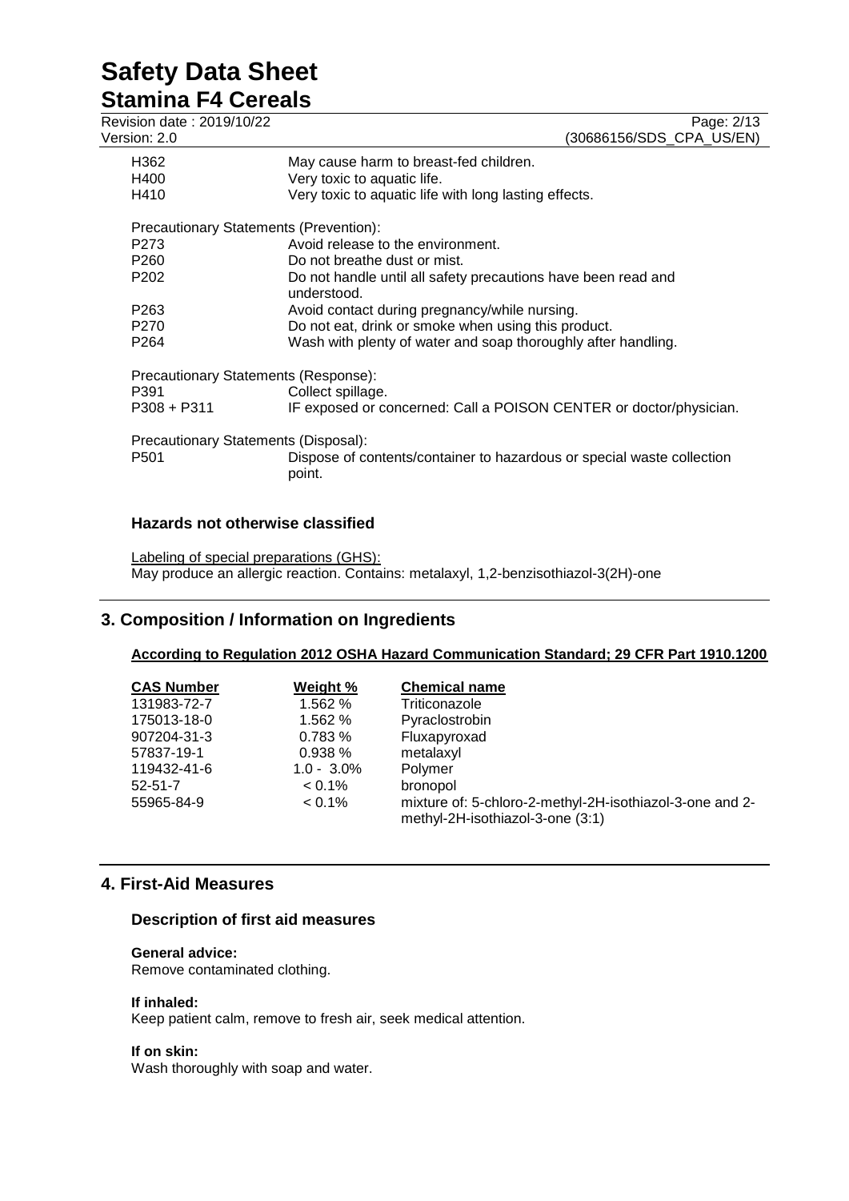| | |
|---|---|
| H362 | May cause harm to breast-fed children. |
| H400 | Very toxic to aquatic life. |
| H410 | Very toxic to aquatic life with long lasting effects. |

Precautionary Statements (Prevention):

| | |
|---|---|
| P273 | Avoid release to the environment. |
| P260 | Do not breathe dust or mist. |
| P202 | Do not handle until all safety precautions have been read and understood. |
| P263 | Avoid contact during pregnancy/while nursing. |
| P270 | Do not eat, drink or smoke when using this product. |
| P264 | Wash with plenty of water and soap thoroughly after handling. |

Precautionary Statements (Response):

| | |
|---|---|
| P391 | Collect spillage. |
| P308 + P311 | IF exposed or concerned: Call a POISON CENTER or doctor/physician. |

Precautionary Statements (Disposal):

| | |
|---|---|
| P501 | Dispose of contents/container to hazardous or special waste collection point. |

### Hazards not otherwise classified

Labeling of special preparations (GHS):
May produce an allergic reaction. Contains: metalaxyl, 1,2-benzisothiazol-3(2H)-one

## 3. Composition / Information on Ingredients

**According to Regulation 2012 OSHA Hazard Communication Standard; 29 CFR Part 1910.1200**

| CAS Number | Weight % | Chemical name |
|---|---|---|
| 131983-72-7 | 1.562 % | Triticonazole |
| 175013-18-0 | 1.562 % | Pyraclostrobin |
| 907204-31-3 | 0.783 % | Fluxapyroxad |
| 57837-19-1 | 0.938 % | metalaxyl |
| 119432-41-6 | 1.0 - 3.0% | Polymer |
| 52-51-7 | < 0.1% | bronopol |
| 55965-84-9 | < 0.1% | mixture of: 5-chloro-2-methyl-2H-isothiazol-3-one and 2-methyl-2H-isothiazol-3-one (3:1) |

## 4. First-Aid Measures

### Description of first aid measures

**General advice:**
Remove contaminated clothing.

**If inhaled:**
Keep patient calm, remove to fresh air, seek medical attention.

**If on skin:**
Wash thoroughly with soap and water.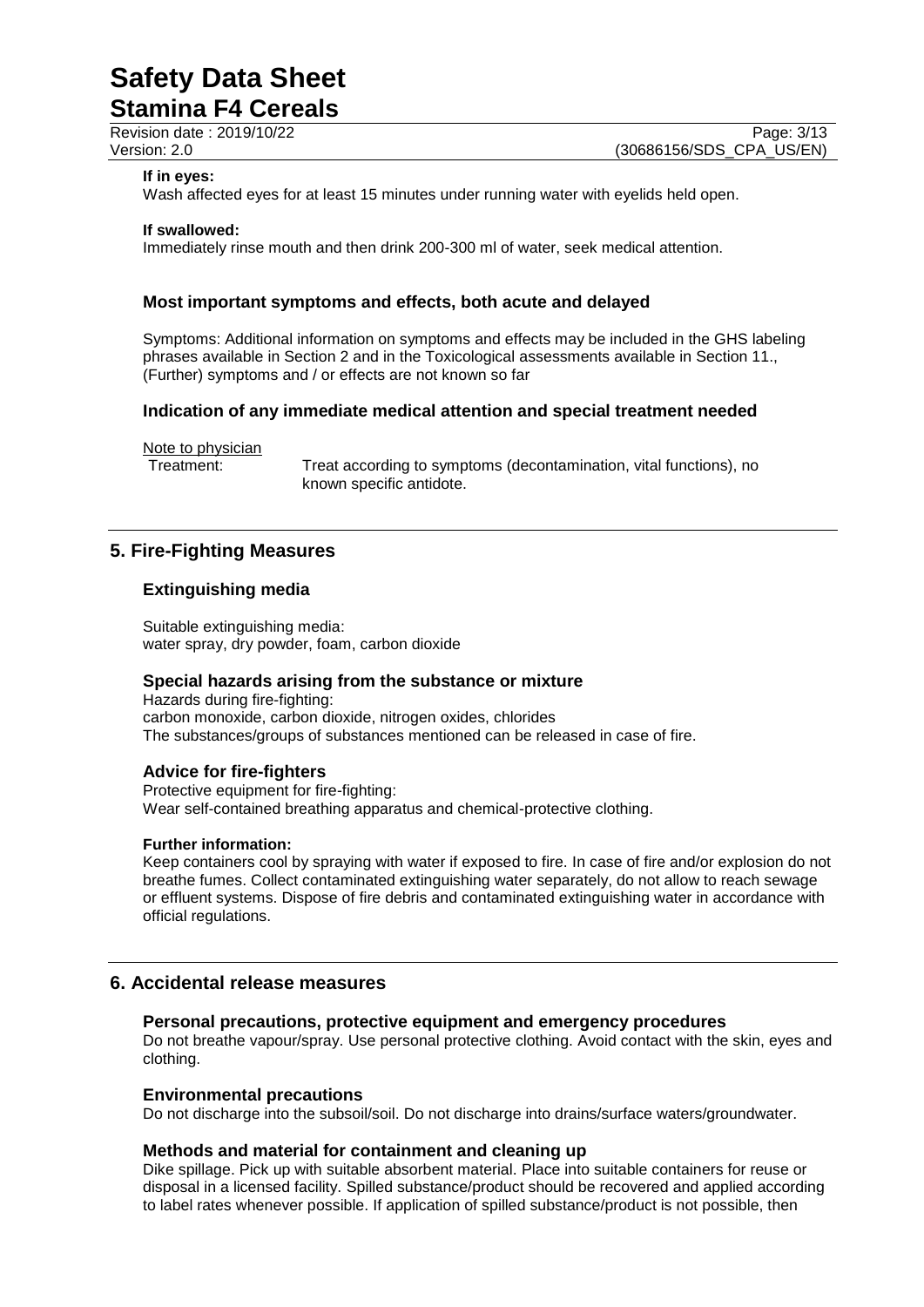**If in eyes:**
Wash affected eyes for at least 15 minutes under running water with eyelids held open.

**If swallowed:**
Immediately rinse mouth and then drink 200-300 ml of water, seek medical attention.

### Most important symptoms and effects, both acute and delayed

Symptoms: Additional information on symptoms and effects may be included in the GHS labeling phrases available in Section 2 and in the Toxicological assessments available in Section 11., (Further) symptoms and / or effects are not known so far

### Indication of any immediate medical attention and special treatment needed

Note to physician
Treatment: Treat according to symptoms (decontamination, vital functions), no known specific antidote.

## 5. Fire-Fighting Measures

### Extinguishing media

Suitable extinguishing media:
water spray, dry powder, foam, carbon dioxide

### Special hazards arising from the substance or mixture

Hazards during fire-fighting:
carbon monoxide, carbon dioxide, nitrogen oxides, chlorides
The substances/groups of substances mentioned can be released in case of fire.

### Advice for fire-fighters

Protective equipment for fire-fighting:
Wear self-contained breathing apparatus and chemical-protective clothing.

**Further information:**
Keep containers cool by spraying with water if exposed to fire. In case of fire and/or explosion do not breathe fumes. Collect contaminated extinguishing water separately, do not allow to reach sewage or effluent systems. Dispose of fire debris and contaminated extinguishing water in accordance with official regulations.

## 6. Accidental release measures

### Personal precautions, protective equipment and emergency procedures

Do not breathe vapour/spray. Use personal protective clothing. Avoid contact with the skin, eyes and clothing.

### Environmental precautions

Do not discharge into the subsoil/soil. Do not discharge into drains/surface waters/groundwater.

### Methods and material for containment and cleaning up

Dike spillage. Pick up with suitable absorbent material. Place into suitable containers for reuse or disposal in a licensed facility. Spilled substance/product should be recovered and applied according to label rates whenever possible. If application of spilled substance/product is not possible, then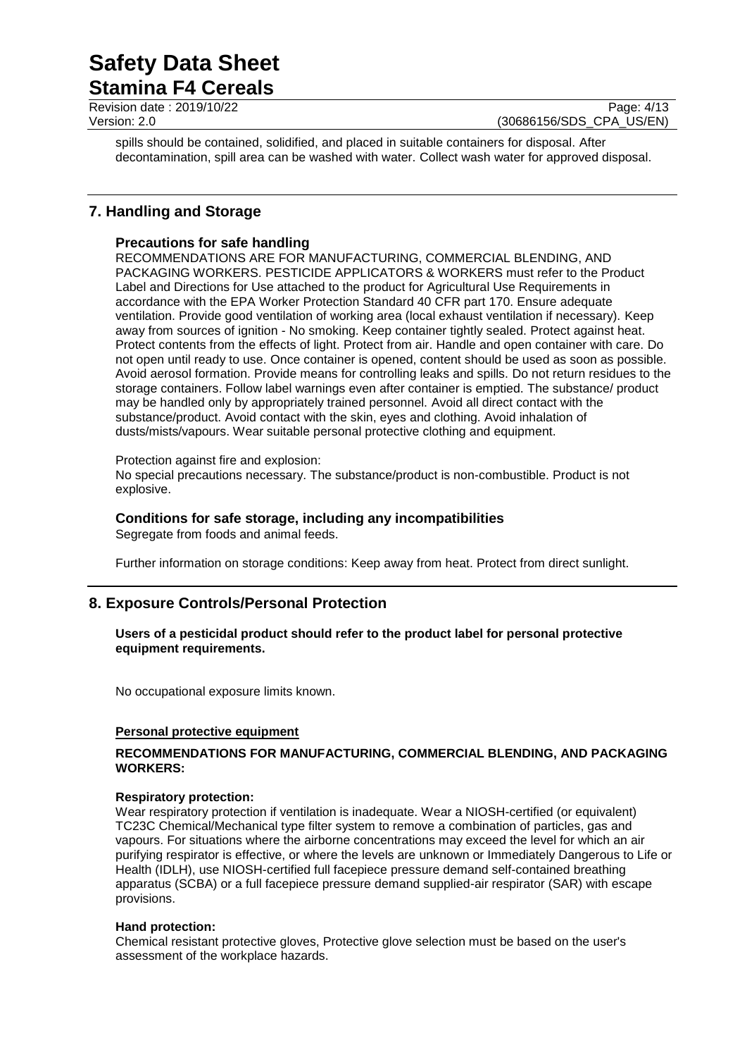spills should be contained, solidified, and placed in suitable containers for disposal. After decontamination, spill area can be washed with water. Collect wash water for approved disposal.

## 7. Handling and Storage

### Precautions for safe handling

RECOMMENDATIONS ARE FOR MANUFACTURING, COMMERCIAL BLENDING, AND PACKAGING WORKERS. PESTICIDE APPLICATORS & WORKERS must refer to the Product Label and Directions for Use attached to the product for Agricultural Use Requirements in accordance with the EPA Worker Protection Standard 40 CFR part 170. Ensure adequate ventilation. Provide good ventilation of working area (local exhaust ventilation if necessary). Keep away from sources of ignition - No smoking. Keep container tightly sealed. Protect against heat. Protect contents from the effects of light. Protect from air. Handle and open container with care. Do not open until ready to use. Once container is opened, content should be used as soon as possible. Avoid aerosol formation. Provide means for controlling leaks and spills. Do not return residues to the storage containers. Follow label warnings even after container is emptied. The substance/ product may be handled only by appropriately trained personnel. Avoid all direct contact with the substance/product. Avoid contact with the skin, eyes and clothing. Avoid inhalation of dusts/mists/vapours. Wear suitable personal protective clothing and equipment.

Protection against fire and explosion:
No special precautions necessary. The substance/product is non-combustible. Product is not explosive.

### Conditions for safe storage, including any incompatibilities

Segregate from foods and animal feeds.

Further information on storage conditions: Keep away from heat. Protect from direct sunlight.

## 8. Exposure Controls/Personal Protection

**Users of a pesticidal product should refer to the product label for personal protective equipment requirements.**

No occupational exposure limits known.

**Personal protective equipment**

**RECOMMENDATIONS FOR MANUFACTURING, COMMERCIAL BLENDING, AND PACKAGING WORKERS:**

**Respiratory protection:**
Wear respiratory protection if ventilation is inadequate. Wear a NIOSH-certified (or equivalent) TC23C Chemical/Mechanical type filter system to remove a combination of particles, gas and vapours. For situations where the airborne concentrations may exceed the level for which an air purifying respirator is effective, or where the levels are unknown or Immediately Dangerous to Life or Health (IDLH), use NIOSH-certified full facepiece pressure demand self-contained breathing apparatus (SCBA) or a full facepiece pressure demand supplied-air respirator (SAR) with escape provisions.

**Hand protection:**
Chemical resistant protective gloves, Protective glove selection must be based on the user's assessment of the workplace hazards.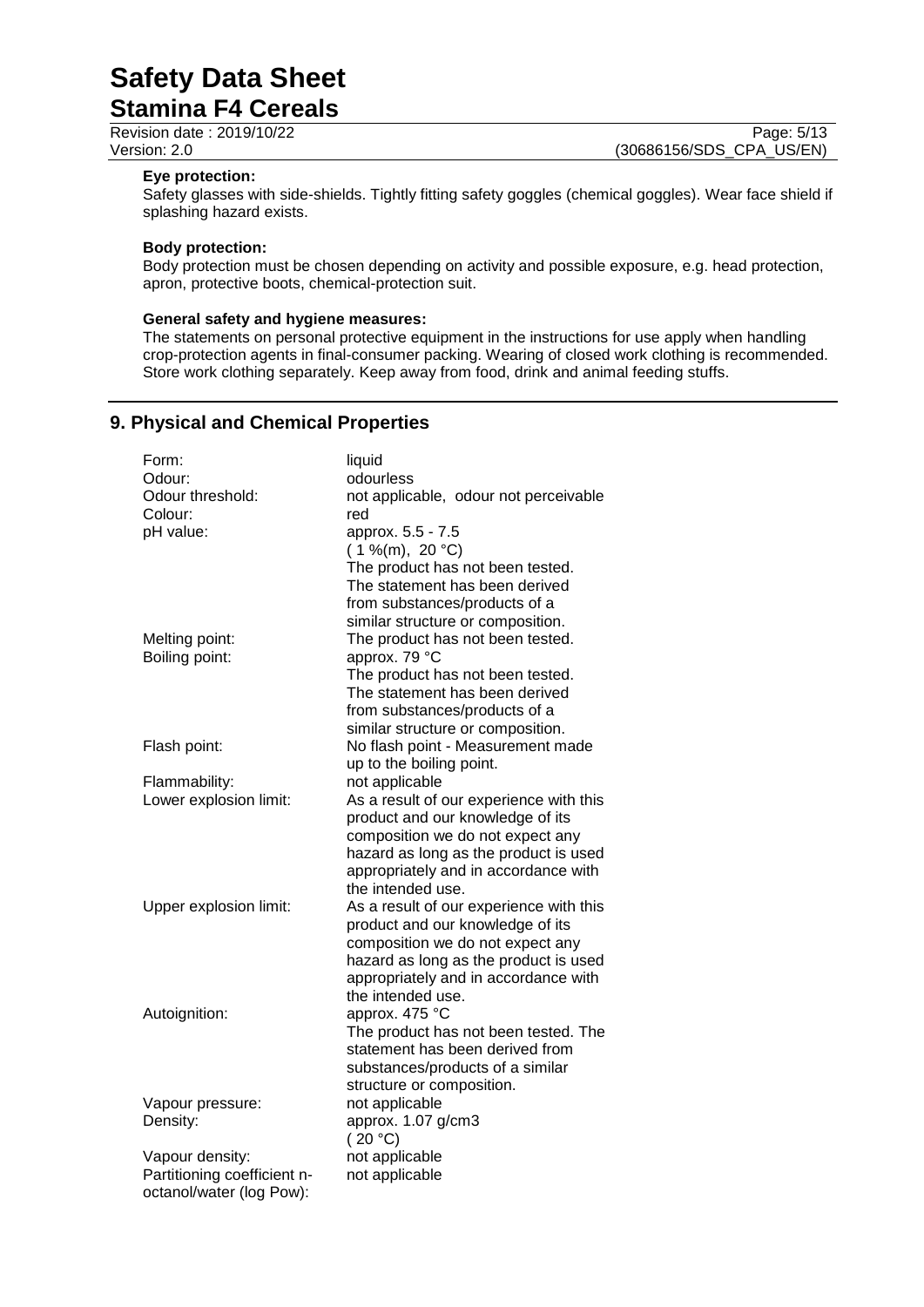**Eye protection:**
Safety glasses with side-shields. Tightly fitting safety goggles (chemical goggles). Wear face shield if splashing hazard exists.

**Body protection:**
Body protection must be chosen depending on activity and possible exposure, e.g. head protection, apron, protective boots, chemical-protection suit.

**General safety and hygiene measures:**
The statements on personal protective equipment in the instructions for use apply when handling crop-protection agents in final-consumer packing. Wearing of closed work clothing is recommended. Store work clothing separately. Keep away from food, drink and animal feeding stuffs.

## 9. Physical and Chemical Properties

| | |
|---|---|
| Form: | liquid |
| Odour: | odourless |
| Odour threshold: | not applicable, odour not perceivable |
| Colour: | red |
| pH value: | approx. 5.5 - 7.5 ( 1 %(m), 20 °C) The product has not been tested. The statement has been derived from substances/products of a similar structure or composition. |
| Melting point: | The product has not been tested. |
| Boiling point: | approx. 79 °C The product has not been tested. The statement has been derived from substances/products of a similar structure or composition. |
| Flash point: | No flash point - Measurement made up to the boiling point. |
| Flammability: | not applicable |
| Lower explosion limit: | As a result of our experience with this product and our knowledge of its composition we do not expect any hazard as long as the product is used appropriately and in accordance with the intended use. |
| Upper explosion limit: | As a result of our experience with this product and our knowledge of its composition we do not expect any hazard as long as the product is used appropriately and in accordance with the intended use. |
| Autoignition: | approx. 475 °C The product has not been tested. The statement has been derived from substances/products of a similar structure or composition. |
| Vapour pressure: | not applicable |
| Density: | approx. 1.07 g/cm3 ( 20 °C) |
| Vapour density: | not applicable |
| Partitioning coefficient n-octanol/water (log Pow): | not applicable |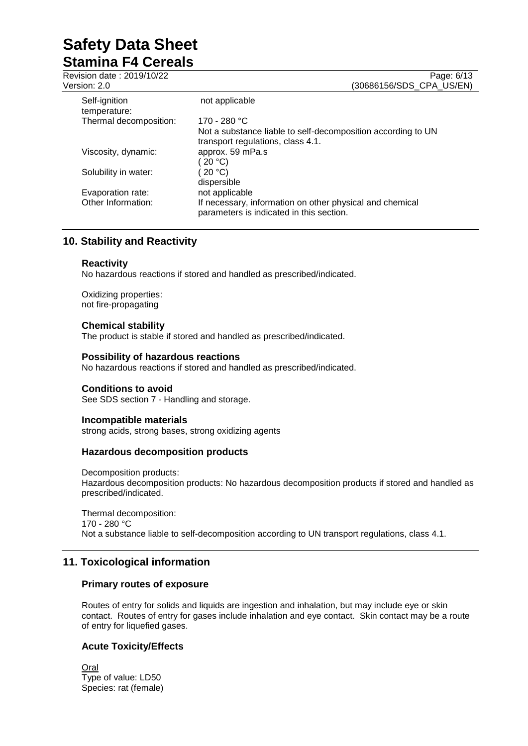| | |
|---|---|
| Self-ignition temperature: | not applicable |
| Thermal decomposition: | 170 - 280 °C<br>Not a substance liable to self-decomposition according to UN transport regulations, class 4.1. |
| Viscosity, dynamic: | approx. 59 mPa.s<br>( 20 °C) |
| Solubility in water: | ( 20 °C)<br>dispersible |
| Evaporation rate: | not applicable |
| Other Information: | If necessary, information on other physical and chemical parameters is indicated in this section. |

## 10. Stability and Reactivity

### Reactivity

No hazardous reactions if stored and handled as prescribed/indicated.

Oxidizing properties:
not fire-propagating

### Chemical stability

The product is stable if stored and handled as prescribed/indicated.

### Possibility of hazardous reactions

No hazardous reactions if stored and handled as prescribed/indicated.

### Conditions to avoid

See SDS section 7 - Handling and storage.

### Incompatible materials

strong acids, strong bases, strong oxidizing agents

### Hazardous decomposition products

Decomposition products:
Hazardous decomposition products: No hazardous decomposition products if stored and handled as prescribed/indicated.

Thermal decomposition:
170 - 280 °C
Not a substance liable to self-decomposition according to UN transport regulations, class 4.1.

## 11. Toxicological information

### Primary routes of exposure

Routes of entry for solids and liquids are ingestion and inhalation, but may include eye or skin contact. Routes of entry for gases include inhalation and eye contact. Skin contact may be a route of entry for liquefied gases.

### Acute Toxicity/Effects

Oral
Type of value: LD50
Species: rat (female)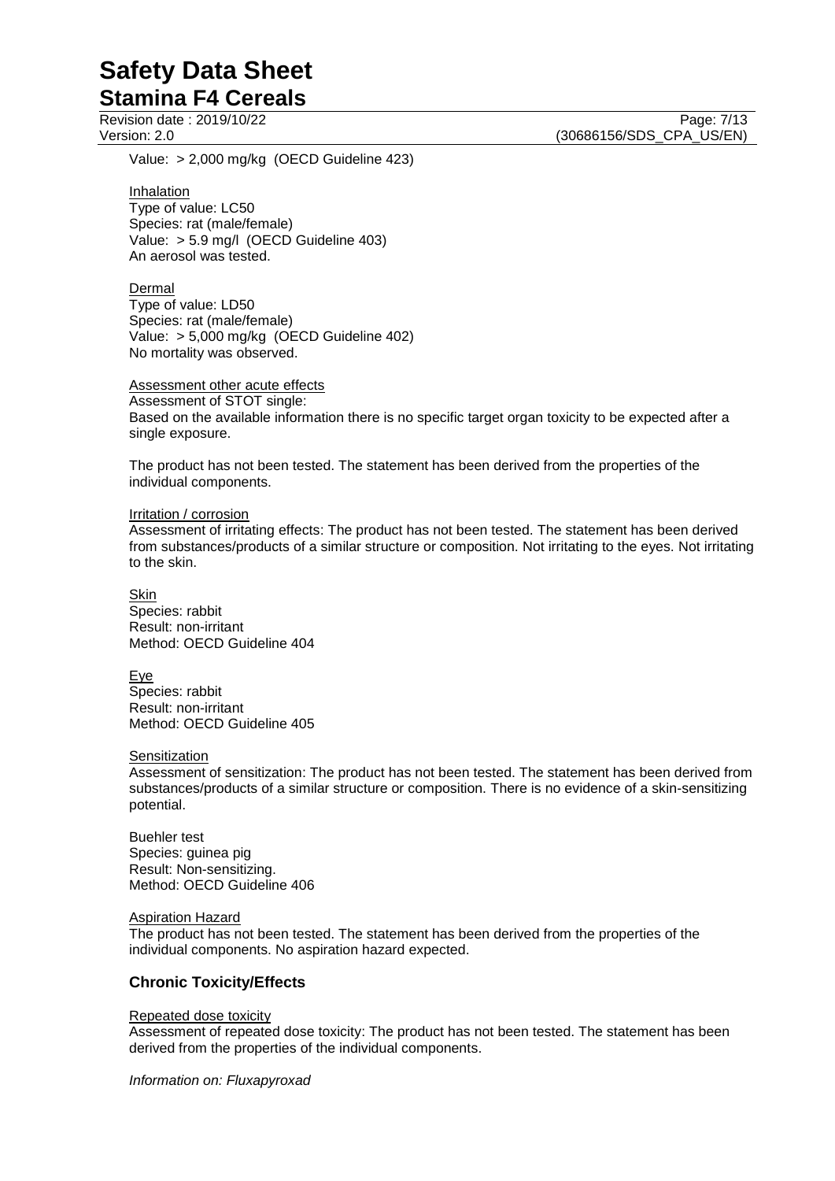Value: > 2,000 mg/kg (OECD Guideline 423)

Inhalation
Type of value: LC50
Species: rat (male/female)
Value: > 5.9 mg/l (OECD Guideline 403)
An aerosol was tested.

Dermal
Type of value: LD50
Species: rat (male/female)
Value: > 5,000 mg/kg (OECD Guideline 402)
No mortality was observed.

Assessment other acute effects
Assessment of STOT single:
Based on the available information there is no specific target organ toxicity to be expected after a single exposure.

The product has not been tested. The statement has been derived from the properties of the individual components.

Irritation / corrosion
Assessment of irritating effects: The product has not been tested. The statement has been derived from substances/products of a similar structure or composition. Not irritating to the eyes. Not irritating to the skin.

Skin
Species: rabbit
Result: non-irritant
Method: OECD Guideline 404

Eye
Species: rabbit
Result: non-irritant
Method: OECD Guideline 405

Sensitization
Assessment of sensitization: The product has not been tested. The statement has been derived from substances/products of a similar structure or composition. There is no evidence of a skin-sensitizing potential.

Buehler test
Species: guinea pig
Result: Non-sensitizing.
Method: OECD Guideline 406

Aspiration Hazard
The product has not been tested. The statement has been derived from the properties of the individual components. No aspiration hazard expected.

## Chronic Toxicity/Effects

Repeated dose toxicity
Assessment of repeated dose toxicity: The product has not been tested. The statement has been derived from the properties of the individual components.

*Information on: Fluxapyroxad*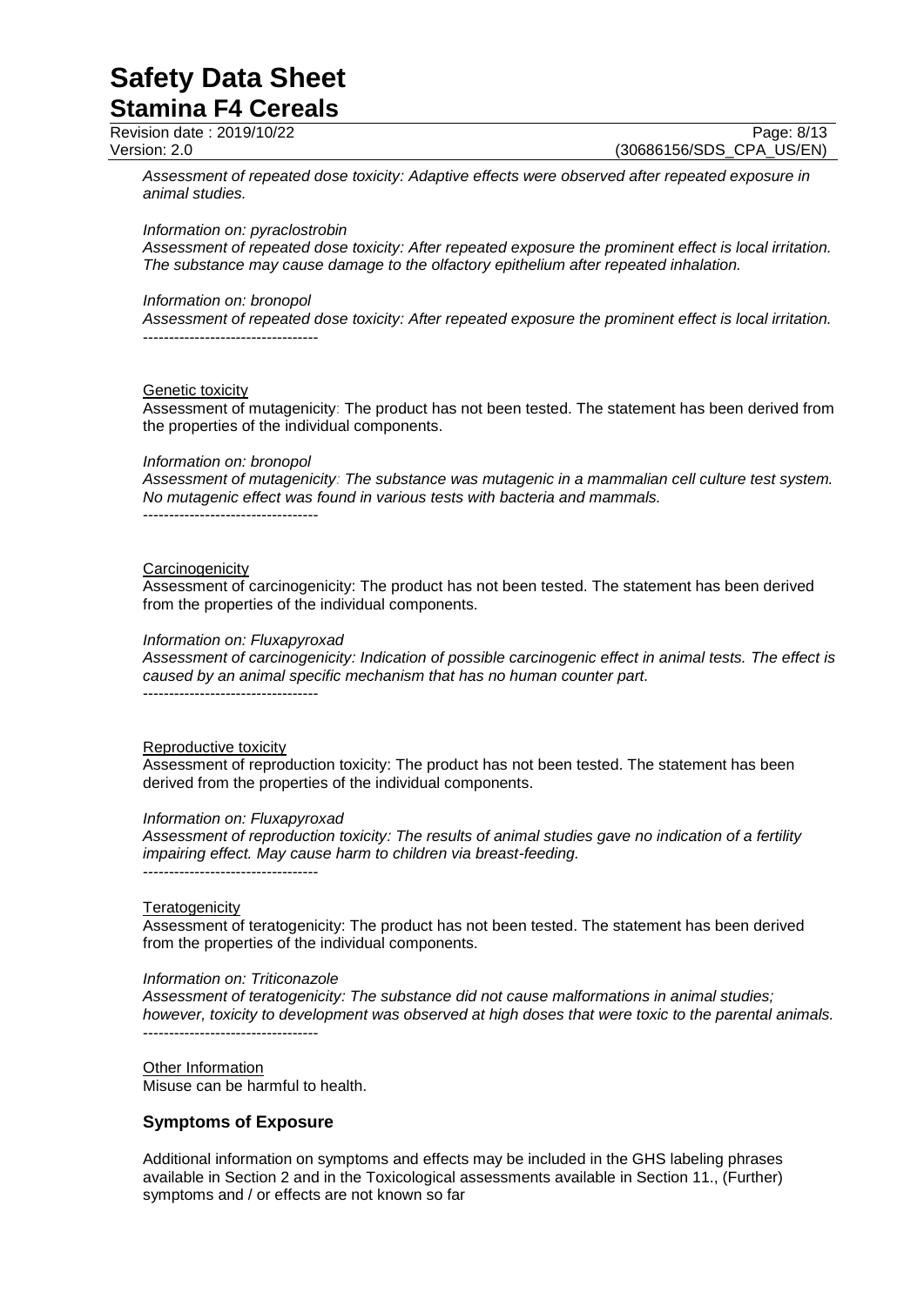*Assessment of repeated dose toxicity: Adaptive effects were observed after repeated exposure in animal studies.*

*Information on: pyraclostrobin*
*Assessment of repeated dose toxicity: After repeated exposure the prominent effect is local irritation. The substance may cause damage to the olfactory epithelium after repeated inhalation.*

*Information on: bronopol*
*Assessment of repeated dose toxicity: After repeated exposure the prominent effect is local irritation.*
----------------------------------

Genetic toxicity

Assessment of mutagenicity: The product has not been tested. The statement has been derived from the properties of the individual components.

*Information on: bronopol*
*Assessment of mutagenicity: The substance was mutagenic in a mammalian cell culture test system. No mutagenic effect was found in various tests with bacteria and mammals.*
----------------------------------

Carcinogenicity

Assessment of carcinogenicity: The product has not been tested. The statement has been derived from the properties of the individual components.

*Information on: Fluxapyroxad*
*Assessment of carcinogenicity: Indication of possible carcinogenic effect in animal tests. The effect is caused by an animal specific mechanism that has no human counter part.*
----------------------------------

Reproductive toxicity

Assessment of reproduction toxicity: The product has not been tested. The statement has been derived from the properties of the individual components.

*Information on: Fluxapyroxad*
*Assessment of reproduction toxicity: The results of animal studies gave no indication of a fertility impairing effect. May cause harm to children via breast-feeding.*
----------------------------------

Teratogenicity

Assessment of teratogenicity: The product has not been tested. The statement has been derived from the properties of the individual components.

*Information on: Triticonazole*
*Assessment of teratogenicity: The substance did not cause malformations in animal studies; however, toxicity to development was observed at high doses that were toxic to the parental animals.*
----------------------------------

Other Information

Misuse can be harmful to health.

## Symptoms of Exposure

Additional information on symptoms and effects may be included in the GHS labeling phrases available in Section 2 and in the Toxicological assessments available in Section 11., (Further) symptoms and / or effects are not known so far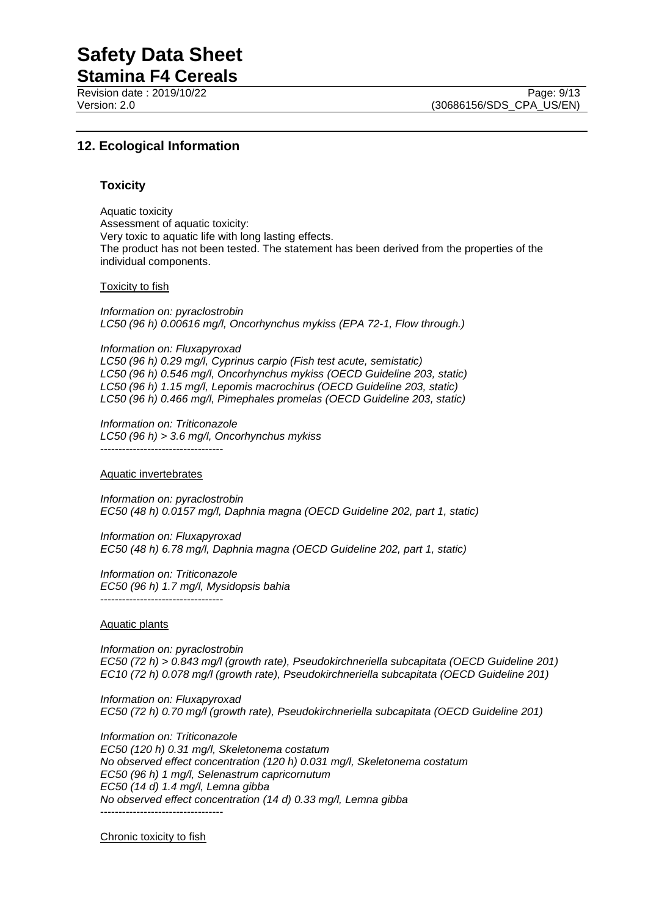## 12. Ecological Information

### Toxicity

Aquatic toxicity
Assessment of aquatic toxicity:
Very toxic to aquatic life with long lasting effects.
The product has not been tested. The statement has been derived from the properties of the individual components.

Toxicity to fish

*Information on: pyraclostrobin*
*LC50 (96 h) 0.00616 mg/l, Oncorhynchus mykiss (EPA 72-1, Flow through.)*

*Information on: Fluxapyroxad*
*LC50 (96 h) 0.29 mg/l, Cyprinus carpio (Fish test acute, semistatic)*
*LC50 (96 h) 0.546 mg/l, Oncorhynchus mykiss (OECD Guideline 203, static)*
*LC50 (96 h) 1.15 mg/l, Lepomis macrochirus (OECD Guideline 203, static)*
*LC50 (96 h) 0.466 mg/l, Pimephales promelas (OECD Guideline 203, static)*

*Information on: Triticonazole*
*LC50 (96 h) > 3.6 mg/l, Oncorhynchus mykiss*
----------------------------------

Aquatic invertebrates

*Information on: pyraclostrobin*
*EC50 (48 h) 0.0157 mg/l, Daphnia magna (OECD Guideline 202, part 1, static)*

*Information on: Fluxapyroxad*
*EC50 (48 h) 6.78 mg/l, Daphnia magna (OECD Guideline 202, part 1, static)*

*Information on: Triticonazole*
*EC50 (96 h) 1.7 mg/l, Mysidopsis bahia*
----------------------------------

Aquatic plants

*Information on: pyraclostrobin*
*EC50 (72 h) > 0.843 mg/l (growth rate), Pseudokirchneriella subcapitata (OECD Guideline 201)*
*EC10 (72 h) 0.078 mg/l (growth rate), Pseudokirchneriella subcapitata (OECD Guideline 201)*

*Information on: Fluxapyroxad*
*EC50 (72 h) 0.70 mg/l (growth rate), Pseudokirchneriella subcapitata (OECD Guideline 201)*

*Information on: Triticonazole*
*EC50 (120 h) 0.31 mg/l, Skeletonema costatum*
*No observed effect concentration (120 h) 0.031 mg/l, Skeletonema costatum*
*EC50 (96 h) 1 mg/l, Selenastrum capricornutum*
*EC50 (14 d) 1.4 mg/l, Lemna gibba*
*No observed effect concentration (14 d) 0.33 mg/l, Lemna gibba*
----------------------------------

Chronic toxicity to fish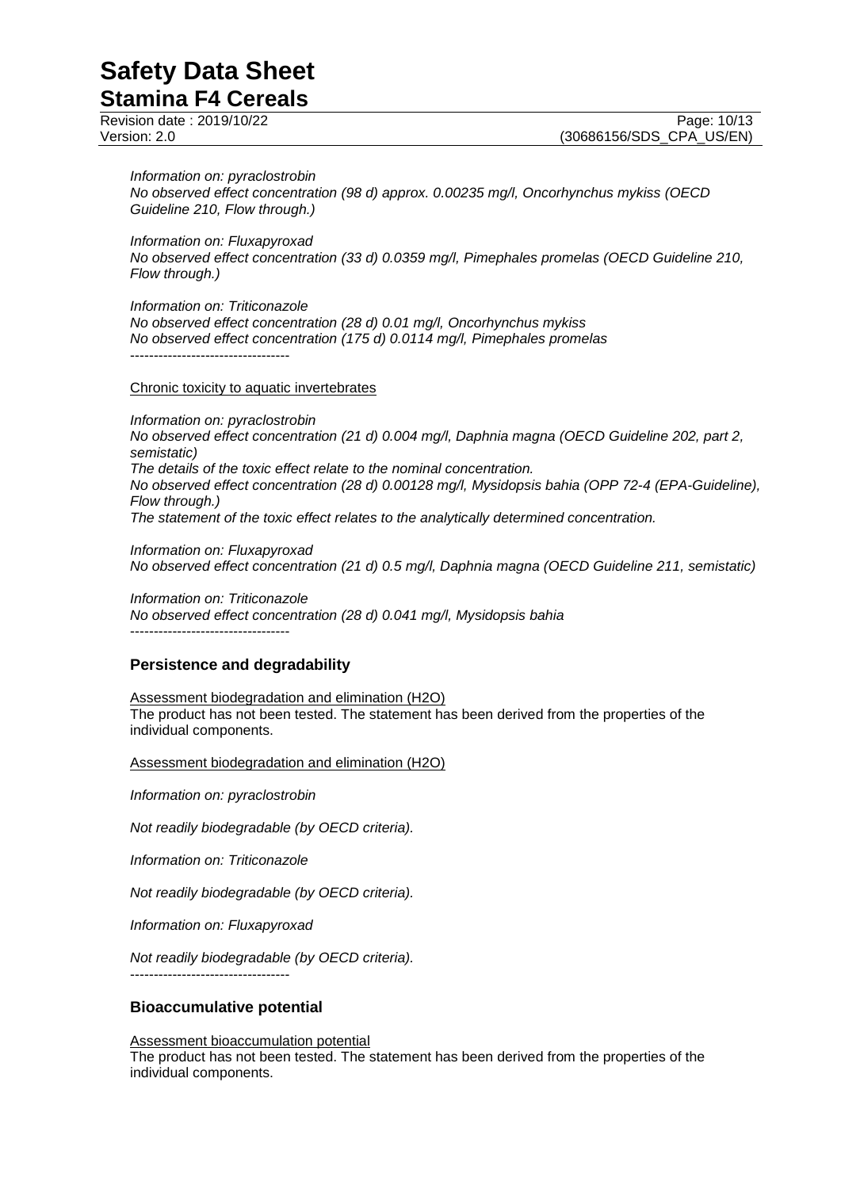*Information on: pyraclostrobin*
*No observed effect concentration (98 d) approx. 0.00235 mg/l, Oncorhynchus mykiss (OECD Guideline 210, Flow through.)*

*Information on: Fluxapyroxad*
*No observed effect concentration (33 d) 0.0359 mg/l, Pimephales promelas (OECD Guideline 210, Flow through.)*

*Information on: Triticonazole*
*No observed effect concentration (28 d) 0.01 mg/l, Oncorhynchus mykiss*
*No observed effect concentration (175 d) 0.0114 mg/l, Pimephales promelas*
----------------------------------

Chronic toxicity to aquatic invertebrates

*Information on: pyraclostrobin*
*No observed effect concentration (21 d) 0.004 mg/l, Daphnia magna (OECD Guideline 202, part 2, semistatic)*
*The details of the toxic effect relate to the nominal concentration.*
*No observed effect concentration (28 d) 0.00128 mg/l, Mysidopsis bahia (OPP 72-4 (EPA-Guideline), Flow through.)*
*The statement of the toxic effect relates to the analytically determined concentration.*

*Information on: Fluxapyroxad*
*No observed effect concentration (21 d) 0.5 mg/l, Daphnia magna (OECD Guideline 211, semistatic)*

*Information on: Triticonazole*
*No observed effect concentration (28 d) 0.041 mg/l, Mysidopsis bahia*
----------------------------------

## Persistence and degradability

Assessment biodegradation and elimination ($H_2O$)
The product has not been tested. The statement has been derived from the properties of the individual components.

Assessment biodegradation and elimination ($H_2O$)

*Information on: pyraclostrobin*

*Not readily biodegradable (by OECD criteria).*

*Information on: Triticonazole*

*Not readily biodegradable (by OECD criteria).*

*Information on: Fluxapyroxad*

*Not readily biodegradable (by OECD criteria).*
----------------------------------

## Bioaccumulative potential

Assessment bioaccumulation potential
The product has not been tested. The statement has been derived from the properties of the individual components.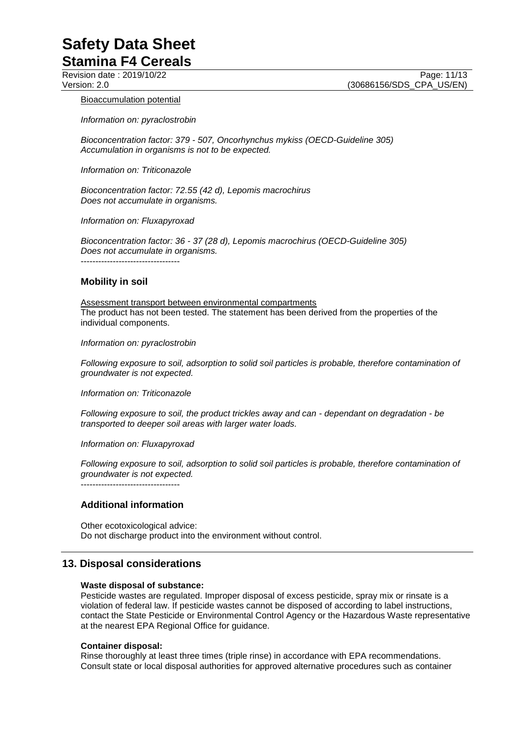Bioaccumulation potential

*Information on: pyraclostrobin*

*Bioconcentration factor: 379 - 507, Oncorhynchus mykiss (OECD-Guideline 305)*
*Accumulation in organisms is not to be expected.*

*Information on: Triticonazole*

*Bioconcentration factor: 72.55 (42 d), Lepomis macrochirus*
*Does not accumulate in organisms.*

*Information on: Fluxapyroxad*

*Bioconcentration factor: 36 - 37 (28 d), Lepomis macrochirus (OECD-Guideline 305)*
*Does not accumulate in organisms.*

----------------------------------

### Mobility in soil

Assessment transport between environmental compartments
The product has not been tested. The statement has been derived from the properties of the individual components.

*Information on: pyraclostrobin*

*Following exposure to soil, adsorption to solid soil particles is probable, therefore contamination of groundwater is not expected.*

*Information on: Triticonazole*

*Following exposure to soil, the product trickles away and can - dependant on degradation - be transported to deeper soil areas with larger water loads.*

*Information on: Fluxapyroxad*

*Following exposure to soil, adsorption to solid soil particles is probable, therefore contamination of groundwater is not expected.*

----------------------------------

### Additional information

Other ecotoxicological advice:
Do not discharge product into the environment without control.

## 13. Disposal considerations

**Waste disposal of substance:**
Pesticide wastes are regulated. Improper disposal of excess pesticide, spray mix or rinsate is a violation of federal law. If pesticide wastes cannot be disposed of according to label instructions, contact the State Pesticide or Environmental Control Agency or the Hazardous Waste representative at the nearest EPA Regional Office for guidance.

**Container disposal:**
Rinse thoroughly at least three times (triple rinse) in accordance with EPA recommendations. Consult state or local disposal authorities for approved alternative procedures such as container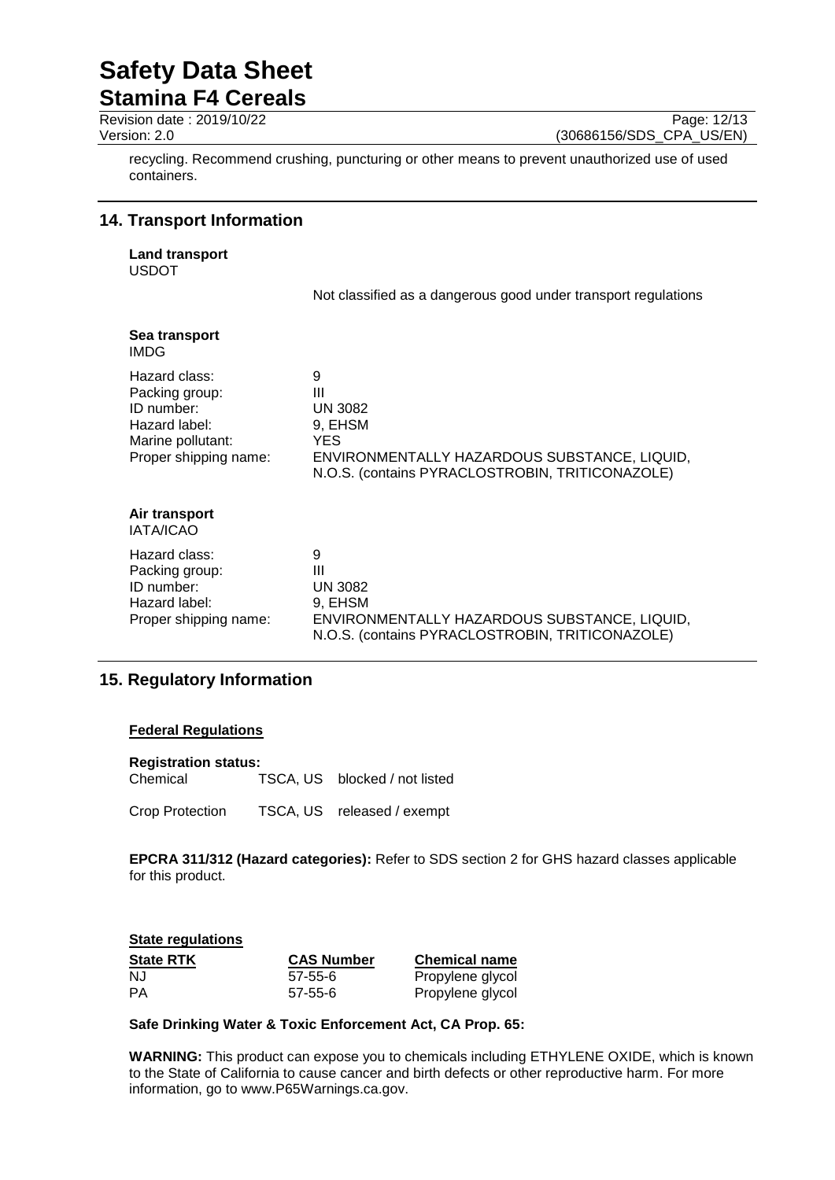recycling. Recommend crushing, puncturing or other means to prevent unauthorized use of used containers.

## 14. Transport Information

**Land transport**
USDOT

Not classified as a dangerous good under transport regulations

**Sea transport**
IMDG

| | |
|---|---|
| Hazard class: | 9 |
| Packing group: | III |
| ID number: | UN 3082 |
| Hazard label: | 9, EHSM |
| Marine pollutant: | YES |
| Proper shipping name: | ENVIRONMENTALLY HAZARDOUS SUBSTANCE, LIQUID, N.O.S. (contains PYRACLOSTROBIN, TRITICONAZOLE) |

**Air transport**
IATA/ICAO

| | |
|---|---|
| Hazard class: | 9 |
| Packing group: | III |
| ID number: | UN 3082 |
| Hazard label: | 9, EHSM |
| Proper shipping name: | ENVIRONMENTALLY HAZARDOUS SUBSTANCE, LIQUID, N.O.S. (contains PYRACLOSTROBIN, TRITICONAZOLE) |

## 15. Regulatory Information

**Federal Regulations**

**Registration status:**

| | | |
|---|---|---|
| Chemical | TSCA, US | blocked / not listed |
| Crop Protection | TSCA, US | released / exempt |

**EPCRA 311/312 (Hazard categories):** Refer to SDS section 2 for GHS hazard classes applicable for this product.

**State regulations**

| State RTK | CAS Number | Chemical name |
|---|---|---|
| NJ | 57-55-6 | Propylene glycol |
| PA | 57-55-6 | Propylene glycol |

**Safe Drinking Water & Toxic Enforcement Act, CA Prop. 65:**

**WARNING:** This product can expose you to chemicals including ETHYLENE OXIDE, which is known to the State of California to cause cancer and birth defects or other reproductive harm. For more information, go to www.P65Warnings.ca.gov.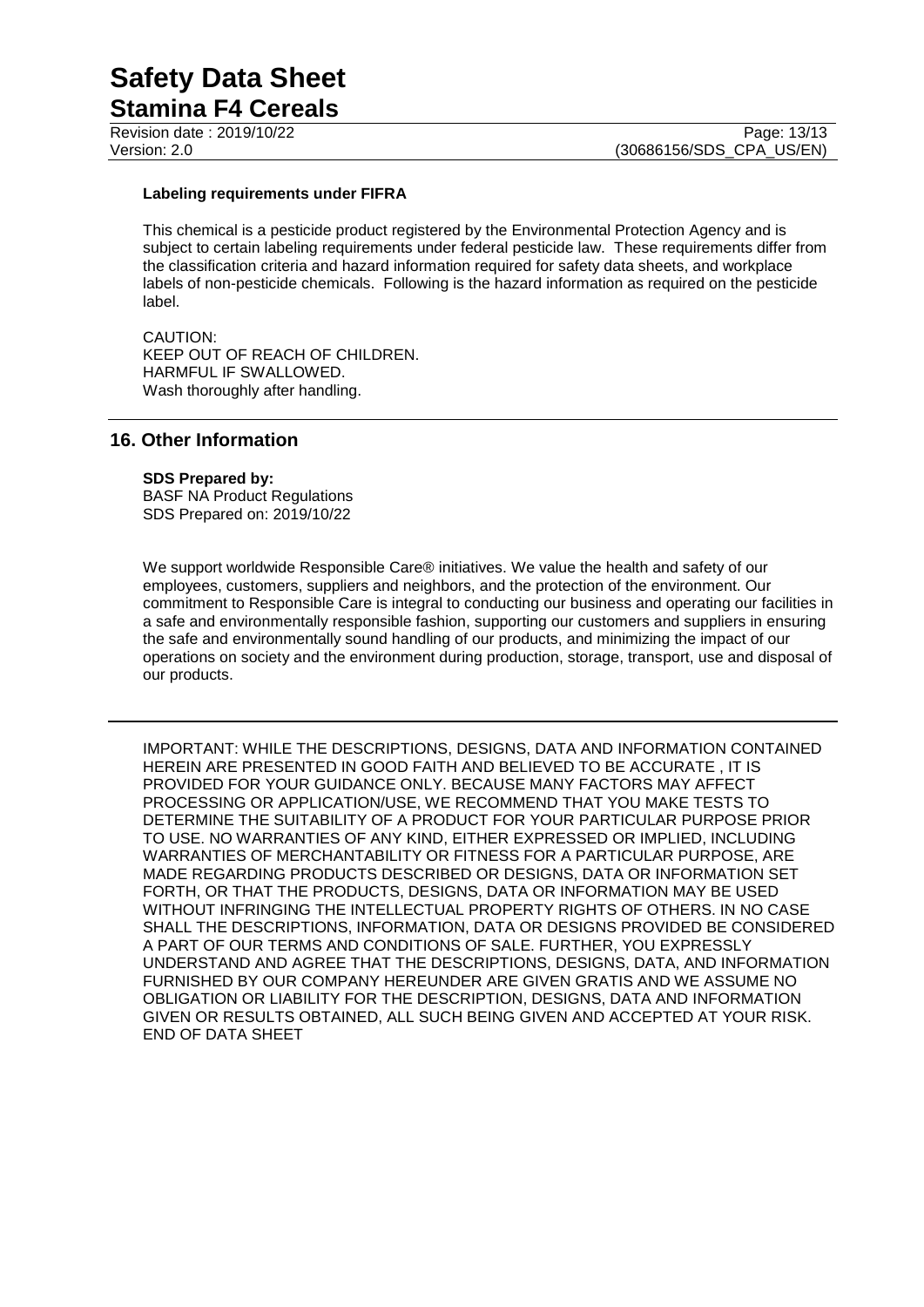**Labeling requirements under FIFRA**

This chemical is a pesticide product registered by the Environmental Protection Agency and is subject to certain labeling requirements under federal pesticide law. These requirements differ from the classification criteria and hazard information required for safety data sheets, and workplace labels of non-pesticide chemicals. Following is the hazard information as required on the pesticide label.

CAUTION:
KEEP OUT OF REACH OF CHILDREN.
HARMFUL IF SWALLOWED.
Wash thoroughly after handling.

## 16. Other Information

**SDS Prepared by:**
BASF NA Product Regulations
SDS Prepared on: 2019/10/22

We support worldwide Responsible Care® initiatives. We value the health and safety of our employees, customers, suppliers and neighbors, and the protection of the environment. Our commitment to Responsible Care is integral to conducting our business and operating our facilities in a safe and environmentally responsible fashion, supporting our customers and suppliers in ensuring the safe and environmentally sound handling of our products, and minimizing the impact of our operations on society and the environment during production, storage, transport, use and disposal of our products.

---

IMPORTANT: WHILE THE DESCRIPTIONS, DESIGNS, DATA AND INFORMATION CONTAINED HEREIN ARE PRESENTED IN GOOD FAITH AND BELIEVED TO BE ACCURATE , IT IS PROVIDED FOR YOUR GUIDANCE ONLY. BECAUSE MANY FACTORS MAY AFFECT PROCESSING OR APPLICATION/USE, WE RECOMMEND THAT YOU MAKE TESTS TO DETERMINE THE SUITABILITY OF A PRODUCT FOR YOUR PARTICULAR PURPOSE PRIOR TO USE. NO WARRANTIES OF ANY KIND, EITHER EXPRESSED OR IMPLIED, INCLUDING WARRANTIES OF MERCHANTABILITY OR FITNESS FOR A PARTICULAR PURPOSE, ARE MADE REGARDING PRODUCTS DESCRIBED OR DESIGNS, DATA OR INFORMATION SET FORTH, OR THAT THE PRODUCTS, DESIGNS, DATA OR INFORMATION MAY BE USED WITHOUT INFRINGING THE INTELLECTUAL PROPERTY RIGHTS OF OTHERS. IN NO CASE SHALL THE DESCRIPTIONS, INFORMATION, DATA OR DESIGNS PROVIDED BE CONSIDERED A PART OF OUR TERMS AND CONDITIONS OF SALE. FURTHER, YOU EXPRESSLY UNDERSTAND AND AGREE THAT THE DESCRIPTIONS, DESIGNS, DATA, AND INFORMATION FURNISHED BY OUR COMPANY HEREUNDER ARE GIVEN GRATIS AND WE ASSUME NO OBLIGATION OR LIABILITY FOR THE DESCRIPTION, DESIGNS, DATA AND INFORMATION GIVEN OR RESULTS OBTAINED, ALL SUCH BEING GIVEN AND ACCEPTED AT YOUR RISK.
END OF DATA SHEET